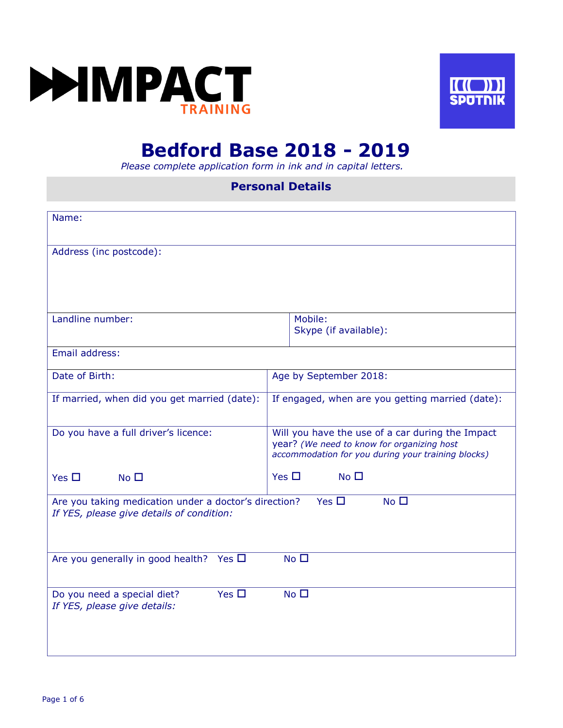IMPACT TRAINING

SPUTNIK

# Bedford Base 2018 - 2019

*Please complete application form in ink and in capital letters.*

## Personal Details

| | |
|---|---|
| Name: | |
| Address (inc postcode): | |
| Landline number: | Mobile:<br>Skype (if available): |
| Email address: | |
| Date of Birth: | Age by September 2018: |
| If married, when did you get married (date): | If engaged, when are you getting married (date): |
| Do you have a full driver's licence:<br><br>Yes ☐ No ☐ | Will you have the use of a car during the Impact year? *(We need to know for organizing host accommodation for you during your training blocks)*<br><br>Yes ☐ No ☐ |
| Are you taking medication under a doctor's direction? Yes ☐ No ☐<br>*If YES, please give details of condition:* | |
| Are you generally in good health? Yes ☐ No ☐ | |
| Do you need a special diet? Yes ☐ No ☐<br>*If YES, please give details:* | |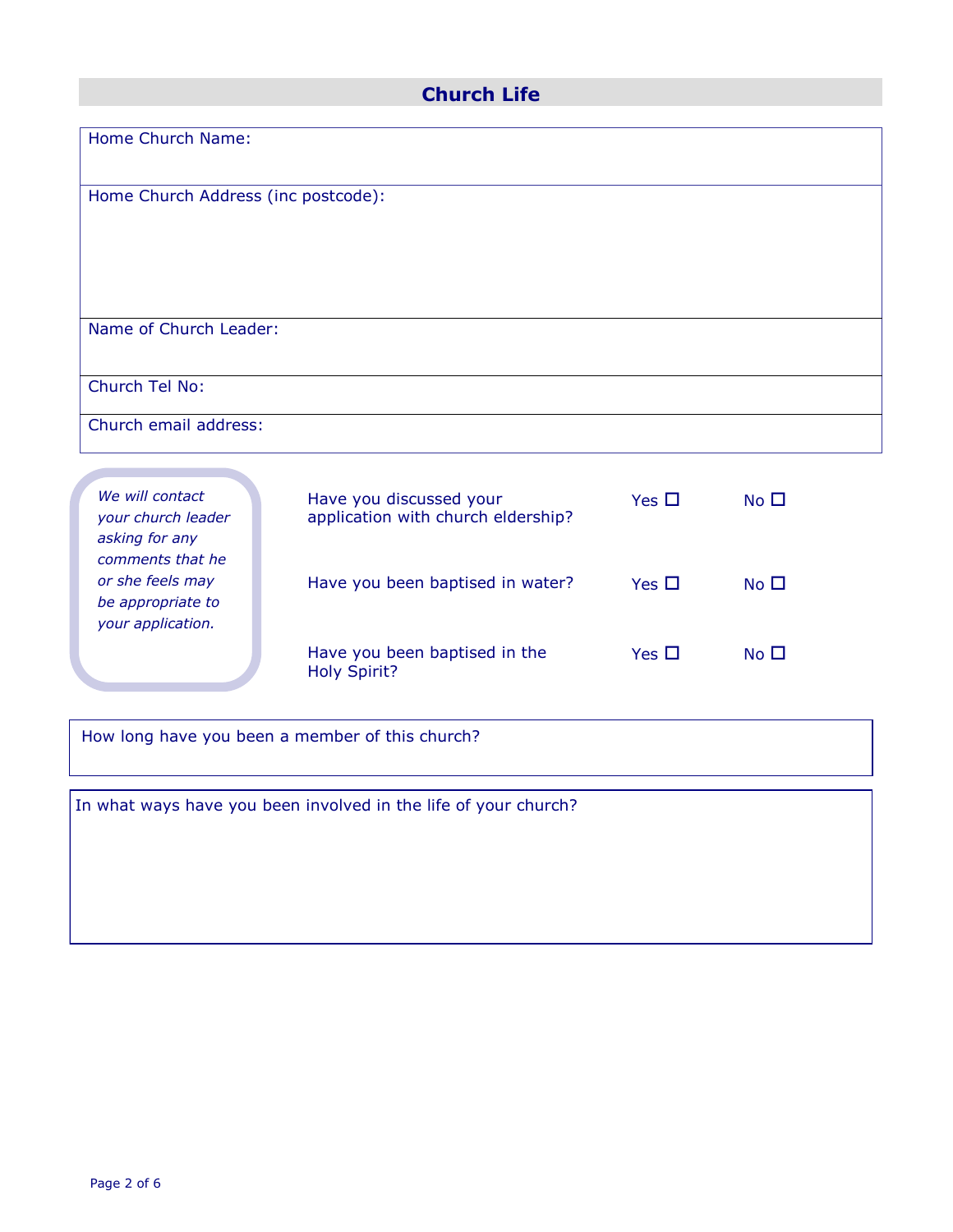## Church Life

Home Church Name:

Home Church Address (inc postcode):

Name of Church Leader:

Church Tel No:

Church email address:

*We will contact your church leader asking for any comments that he or she feels may be appropriate to your application.*

| | | |
|---|---|---|
| Have you discussed your application with church eldership? | Yes ☐ | No ☐ |
| Have you been baptised in water? | Yes ☐ | No ☐ |
| Have you been baptised in the Holy Spirit? | Yes ☐ | No ☐ |

How long have you been a member of this church?

In what ways have you been involved in the life of your church?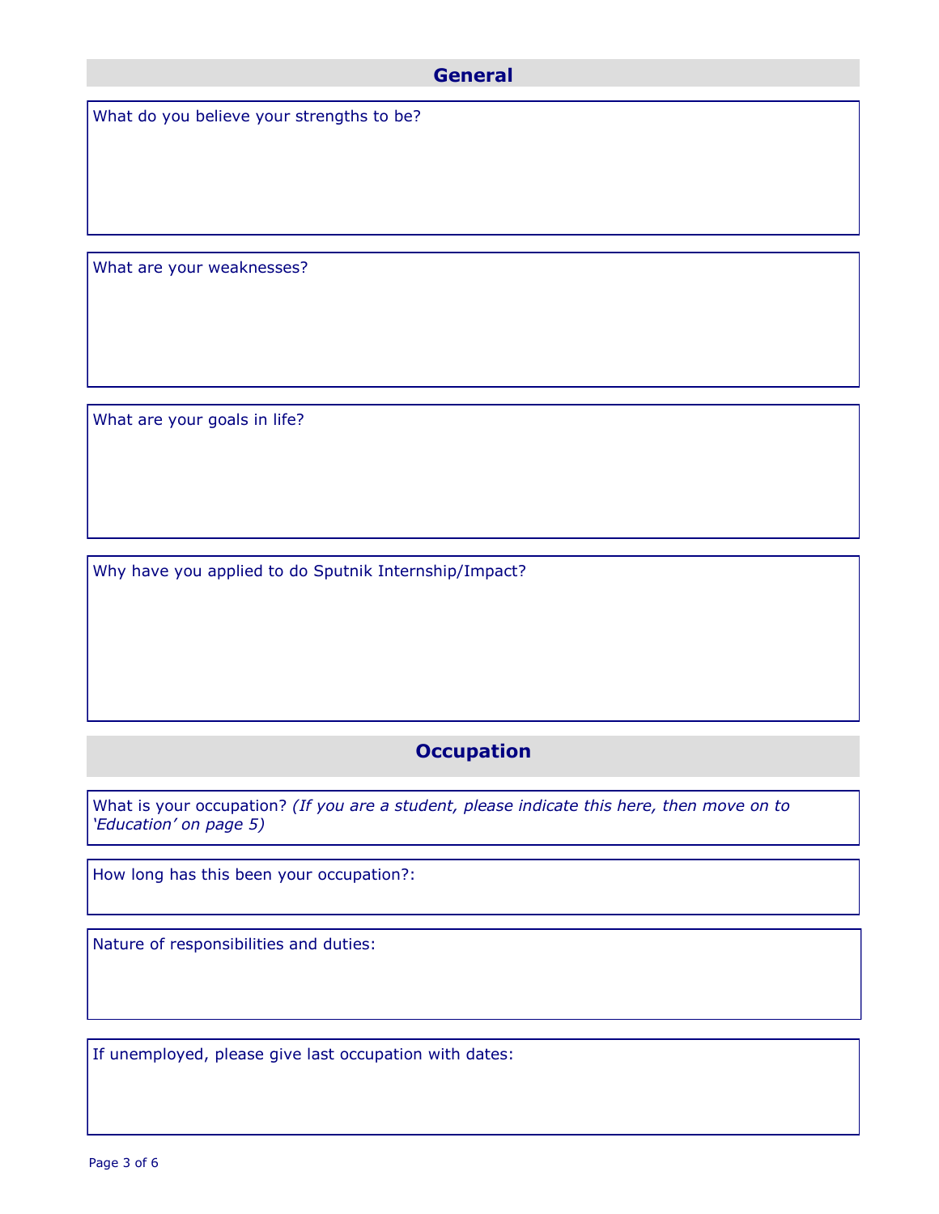## General

What do you believe your strengths to be?

What are your weaknesses?

What are your goals in life?

Why have you applied to do Sputnik Internship/Impact?

## Occupation

What is your occupation? *(If you are a student, please indicate this here, then move on to 'Education' on page 5)*

How long has this been your occupation?:

Nature of responsibilities and duties:

If unemployed, please give last occupation with dates: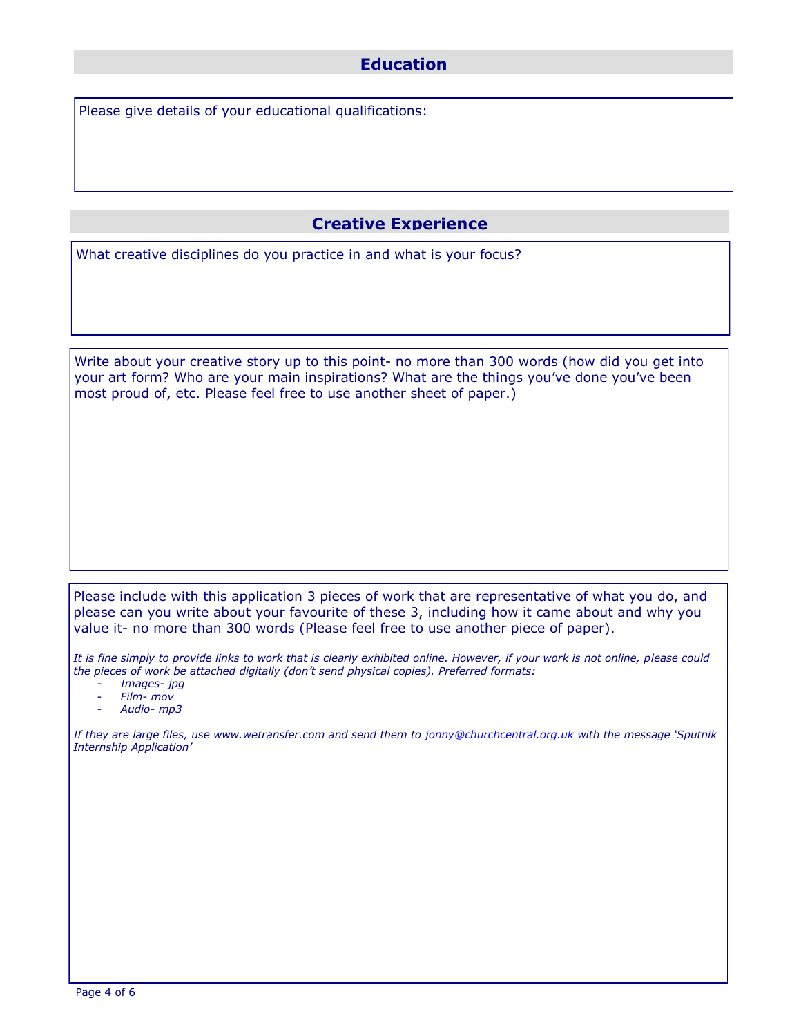## Education

Please give details of your educational qualifications:

## Creative Experience

What creative disciplines do you practice in and what is your focus?

Write about your creative story up to this point- no more than 300 words (how did you get into your art form? Who are your main inspirations? What are the things you've done you've been most proud of, etc. Please feel free to use another sheet of paper.)

Please include with this application 3 pieces of work that are representative of what you do, and please can you write about your favourite of these 3, including how it came about and why you value it- no more than 300 words (Please feel free to use another piece of paper).

*It is fine simply to provide links to work that is clearly exhibited online. However, if your work is not online, please could the pieces of work be attached digitally (don't send physical copies). Preferred formats:*

- *Images- jpg*
- *Film- mov*
- *Audio- mp3*

*If they are large files, use www.wetransfer.com and send them to jonny@churchcentral.org.uk with the message 'Sputnik Internship Application'*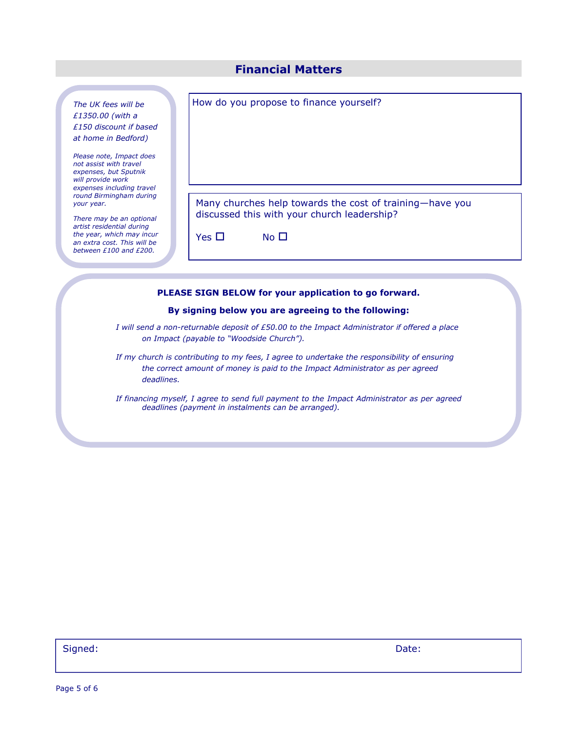## Financial Matters

*The UK fees will be £1350.00 (with a £150 discount if based at home in Bedford)*

*Please note, Impact does not assist with travel expenses, but Sputnik will provide work expenses including travel round Birmingham during your year.*

*There may be an optional artist residential during the year, which may incur an extra cost. This will be between £100 and £200.*

How do you propose to finance yourself?

Many churches help towards the cost of training—have you discussed this with your church leadership?

Yes ☐ No ☐

**PLEASE SIGN BELOW for your application to go forward.**

**By signing below you are agreeing to the following:**

*I will send a non-returnable deposit of £50.00 to the Impact Administrator if offered a place on Impact (payable to "Woodside Church").*

*If my church is contributing to my fees, I agree to undertake the responsibility of ensuring the correct amount of money is paid to the Impact Administrator as per agreed deadlines.*

*If financing myself, I agree to send full payment to the Impact Administrator as per agreed deadlines (payment in instalments can be arranged).*

Signed: Date: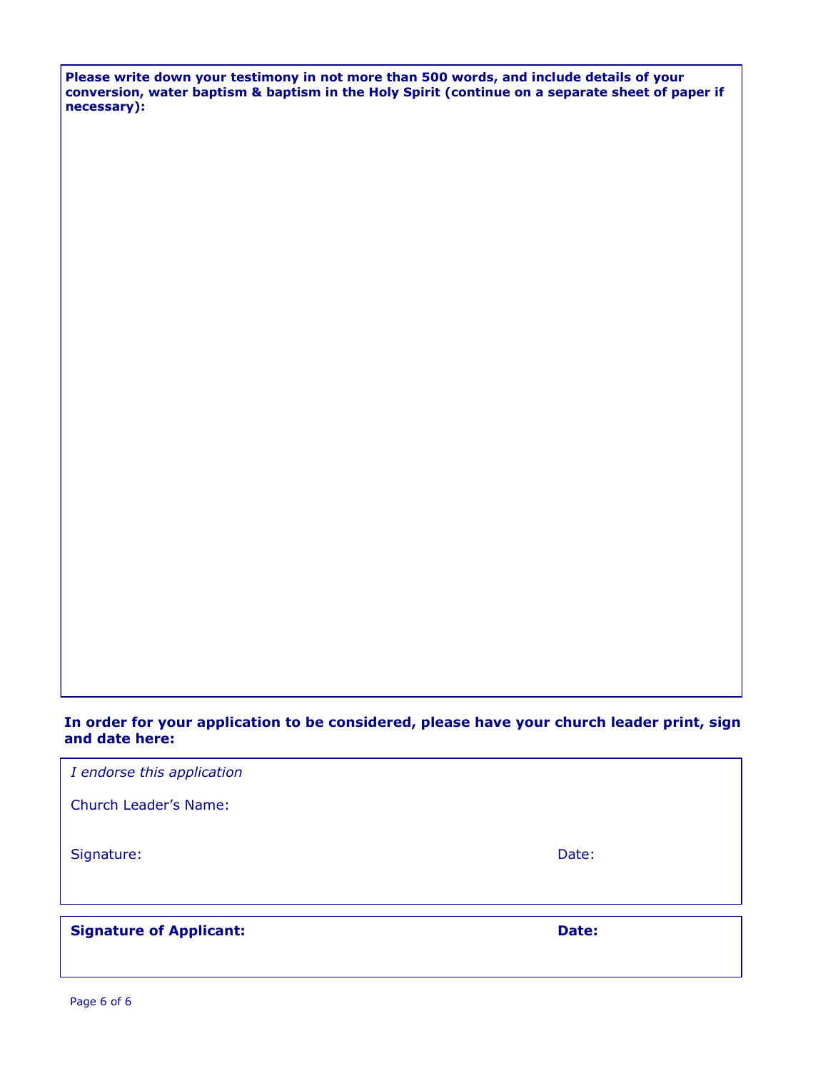**Please write down your testimony in not more than 500 words, and include details of your conversion, water baptism & baptism in the Holy Spirit (continue on a separate sheet of paper if necessary):**

**In order for your application to be considered, please have your church leader print, sign and date here:**

*I endorse this application*

Church Leader's Name:

Signature: Date:

**Signature of Applicant:** **Date:**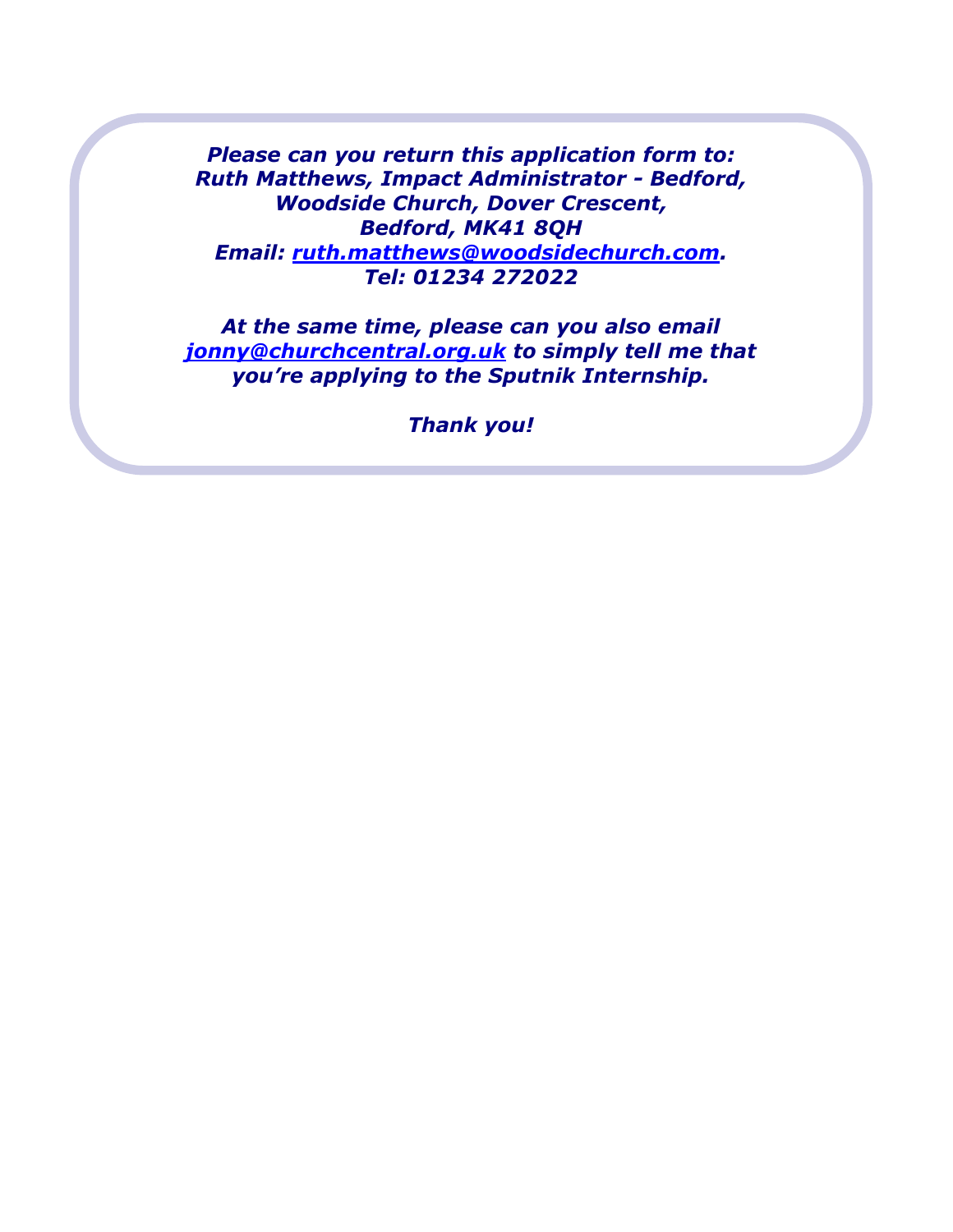***Please can you return this application form to:***
***Ruth Matthews, Impact Administrator - Bedford,***
***Woodside Church, Dover Crescent,***
***Bedford, MK41 8QH***
***Email: ruth.matthews@woodsidechurch.com.***
***Tel: 01234 272022***

***At the same time, please can you also email jonny@churchcentral.org.uk to simply tell me that you're applying to the Sputnik Internship.***

***Thank you!***